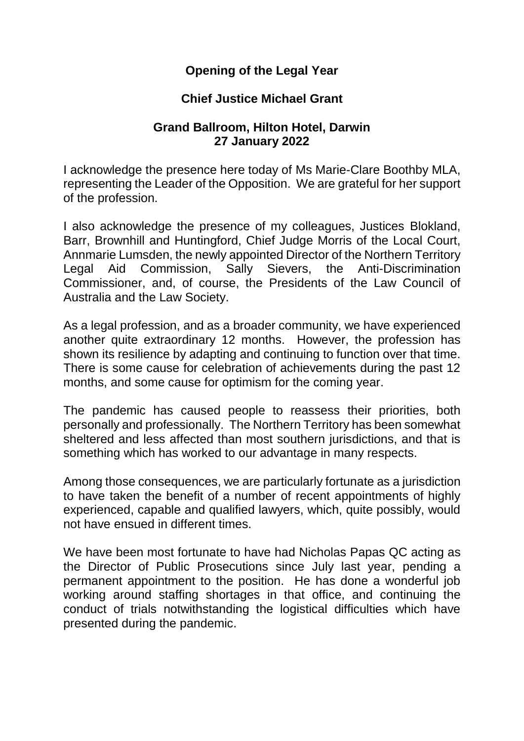**Opening of the Legal Year**

**Chief Justice Michael Grant**

**Grand Ballroom, Hilton Hotel, Darwin**
**27 January 2022**

I acknowledge the presence here today of Ms Marie-Clare Boothby MLA, representing the Leader of the Opposition. We are grateful for her support of the profession.

I also acknowledge the presence of my colleagues, Justices Blokland, Barr, Brownhill and Huntingford, Chief Judge Morris of the Local Court, Annmarie Lumsden, the newly appointed Director of the Northern Territory Legal Aid Commission, Sally Sievers, the Anti-Discrimination Commissioner, and, of course, the Presidents of the Law Council of Australia and the Law Society.

As a legal profession, and as a broader community, we have experienced another quite extraordinary 12 months. However, the profession has shown its resilience by adapting and continuing to function over that time. There is some cause for celebration of achievements during the past 12 months, and some cause for optimism for the coming year.

The pandemic has caused people to reassess their priorities, both personally and professionally. The Northern Territory has been somewhat sheltered and less affected than most southern jurisdictions, and that is something which has worked to our advantage in many respects.

Among those consequences, we are particularly fortunate as a jurisdiction to have taken the benefit of a number of recent appointments of highly experienced, capable and qualified lawyers, which, quite possibly, would not have ensued in different times.

We have been most fortunate to have had Nicholas Papas QC acting as the Director of Public Prosecutions since July last year, pending a permanent appointment to the position. He has done a wonderful job working around staffing shortages in that office, and continuing the conduct of trials notwithstanding the logistical difficulties which have presented during the pandemic.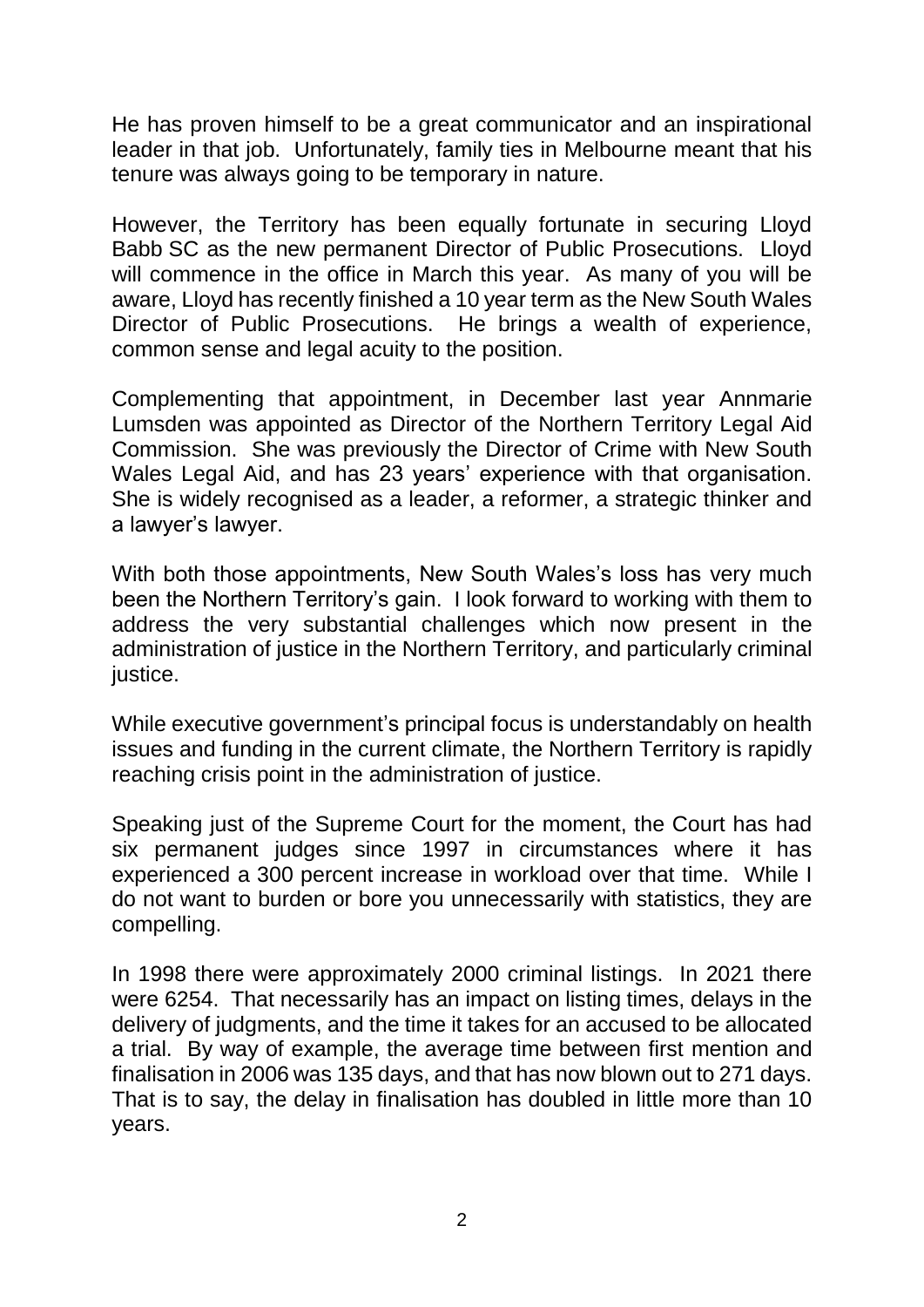He has proven himself to be a great communicator and an inspirational leader in that job. Unfortunately, family ties in Melbourne meant that his tenure was always going to be temporary in nature.

However, the Territory has been equally fortunate in securing Lloyd Babb SC as the new permanent Director of Public Prosecutions. Lloyd will commence in the office in March this year. As many of you will be aware, Lloyd has recently finished a 10 year term as the New South Wales Director of Public Prosecutions. He brings a wealth of experience, common sense and legal acuity to the position.

Complementing that appointment, in December last year Annmarie Lumsden was appointed as Director of the Northern Territory Legal Aid Commission. She was previously the Director of Crime with New South Wales Legal Aid, and has 23 years' experience with that organisation. She is widely recognised as a leader, a reformer, a strategic thinker and a lawyer's lawyer.

With both those appointments, New South Wales's loss has very much been the Northern Territory's gain. I look forward to working with them to address the very substantial challenges which now present in the administration of justice in the Northern Territory, and particularly criminal justice.

While executive government's principal focus is understandably on health issues and funding in the current climate, the Northern Territory is rapidly reaching crisis point in the administration of justice.

Speaking just of the Supreme Court for the moment, the Court has had six permanent judges since 1997 in circumstances where it has experienced a 300 percent increase in workload over that time. While I do not want to burden or bore you unnecessarily with statistics, they are compelling.

In 1998 there were approximately 2000 criminal listings. In 2021 there were 6254. That necessarily has an impact on listing times, delays in the delivery of judgments, and the time it takes for an accused to be allocated a trial. By way of example, the average time between first mention and finalisation in 2006 was 135 days, and that has now blown out to 271 days. That is to say, the delay in finalisation has doubled in little more than 10 years.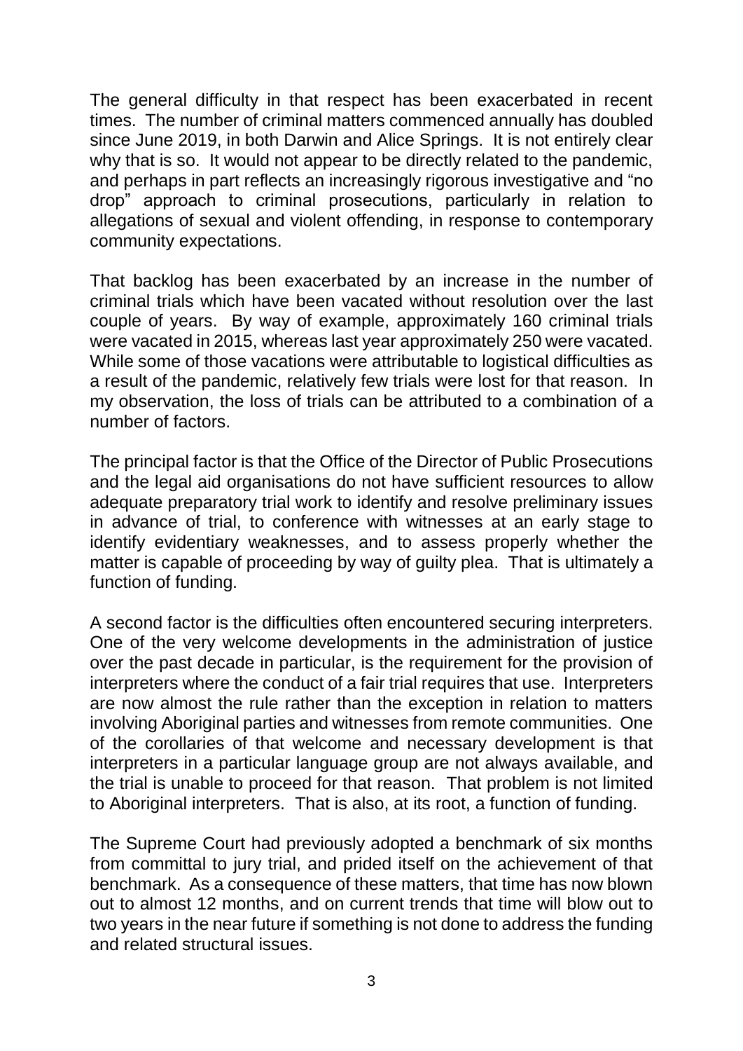The general difficulty in that respect has been exacerbated in recent times. The number of criminal matters commenced annually has doubled since June 2019, in both Darwin and Alice Springs. It is not entirely clear why that is so. It would not appear to be directly related to the pandemic, and perhaps in part reflects an increasingly rigorous investigative and "no drop" approach to criminal prosecutions, particularly in relation to allegations of sexual and violent offending, in response to contemporary community expectations.

That backlog has been exacerbated by an increase in the number of criminal trials which have been vacated without resolution over the last couple of years. By way of example, approximately 160 criminal trials were vacated in 2015, whereas last year approximately 250 were vacated. While some of those vacations were attributable to logistical difficulties as a result of the pandemic, relatively few trials were lost for that reason. In my observation, the loss of trials can be attributed to a combination of a number of factors.

The principal factor is that the Office of the Director of Public Prosecutions and the legal aid organisations do not have sufficient resources to allow adequate preparatory trial work to identify and resolve preliminary issues in advance of trial, to conference with witnesses at an early stage to identify evidentiary weaknesses, and to assess properly whether the matter is capable of proceeding by way of guilty plea. That is ultimately a function of funding.

A second factor is the difficulties often encountered securing interpreters. One of the very welcome developments in the administration of justice over the past decade in particular, is the requirement for the provision of interpreters where the conduct of a fair trial requires that use. Interpreters are now almost the rule rather than the exception in relation to matters involving Aboriginal parties and witnesses from remote communities. One of the corollaries of that welcome and necessary development is that interpreters in a particular language group are not always available, and the trial is unable to proceed for that reason. That problem is not limited to Aboriginal interpreters. That is also, at its root, a function of funding.

The Supreme Court had previously adopted a benchmark of six months from committal to jury trial, and prided itself on the achievement of that benchmark. As a consequence of these matters, that time has now blown out to almost 12 months, and on current trends that time will blow out to two years in the near future if something is not done to address the funding and related structural issues.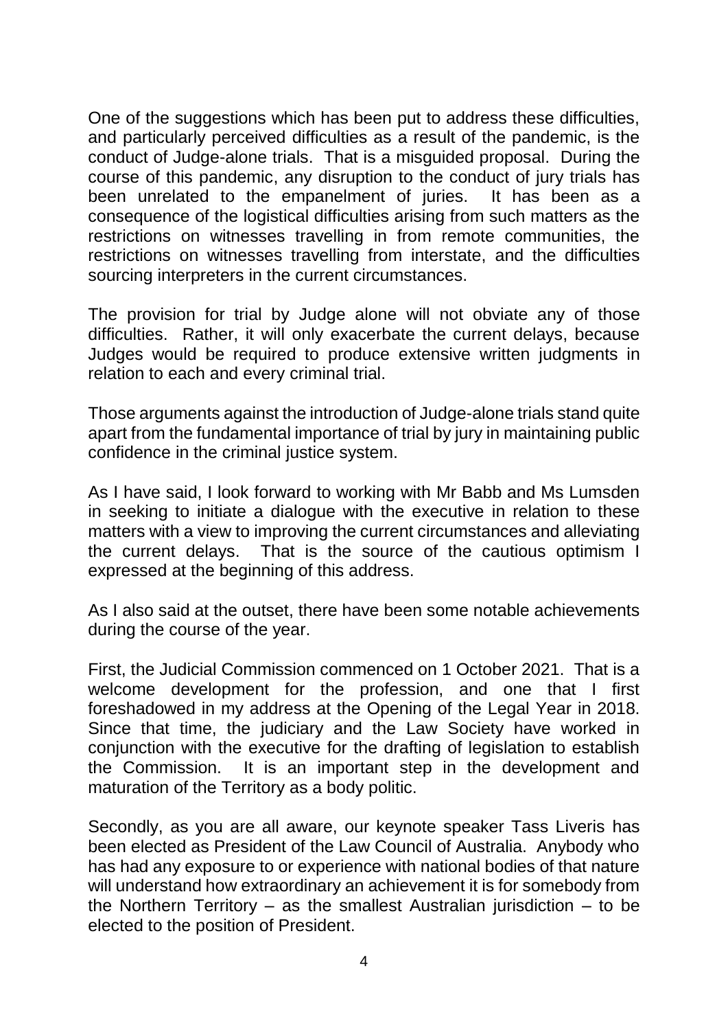One of the suggestions which has been put to address these difficulties, and particularly perceived difficulties as a result of the pandemic, is the conduct of Judge-alone trials. That is a misguided proposal. During the course of this pandemic, any disruption to the conduct of jury trials has been unrelated to the empanelment of juries. It has been as a consequence of the logistical difficulties arising from such matters as the restrictions on witnesses travelling in from remote communities, the restrictions on witnesses travelling from interstate, and the difficulties sourcing interpreters in the current circumstances.

The provision for trial by Judge alone will not obviate any of those difficulties. Rather, it will only exacerbate the current delays, because Judges would be required to produce extensive written judgments in relation to each and every criminal trial.

Those arguments against the introduction of Judge-alone trials stand quite apart from the fundamental importance of trial by jury in maintaining public confidence in the criminal justice system.

As I have said, I look forward to working with Mr Babb and Ms Lumsden in seeking to initiate a dialogue with the executive in relation to these matters with a view to improving the current circumstances and alleviating the current delays. That is the source of the cautious optimism I expressed at the beginning of this address.

As I also said at the outset, there have been some notable achievements during the course of the year.

First, the Judicial Commission commenced on 1 October 2021. That is a welcome development for the profession, and one that I first foreshadowed in my address at the Opening of the Legal Year in 2018. Since that time, the judiciary and the Law Society have worked in conjunction with the executive for the drafting of legislation to establish the Commission. It is an important step in the development and maturation of the Territory as a body politic.

Secondly, as you are all aware, our keynote speaker Tass Liveris has been elected as President of the Law Council of Australia. Anybody who has had any exposure to or experience with national bodies of that nature will understand how extraordinary an achievement it is for somebody from the Northern Territory – as the smallest Australian jurisdiction – to be elected to the position of President.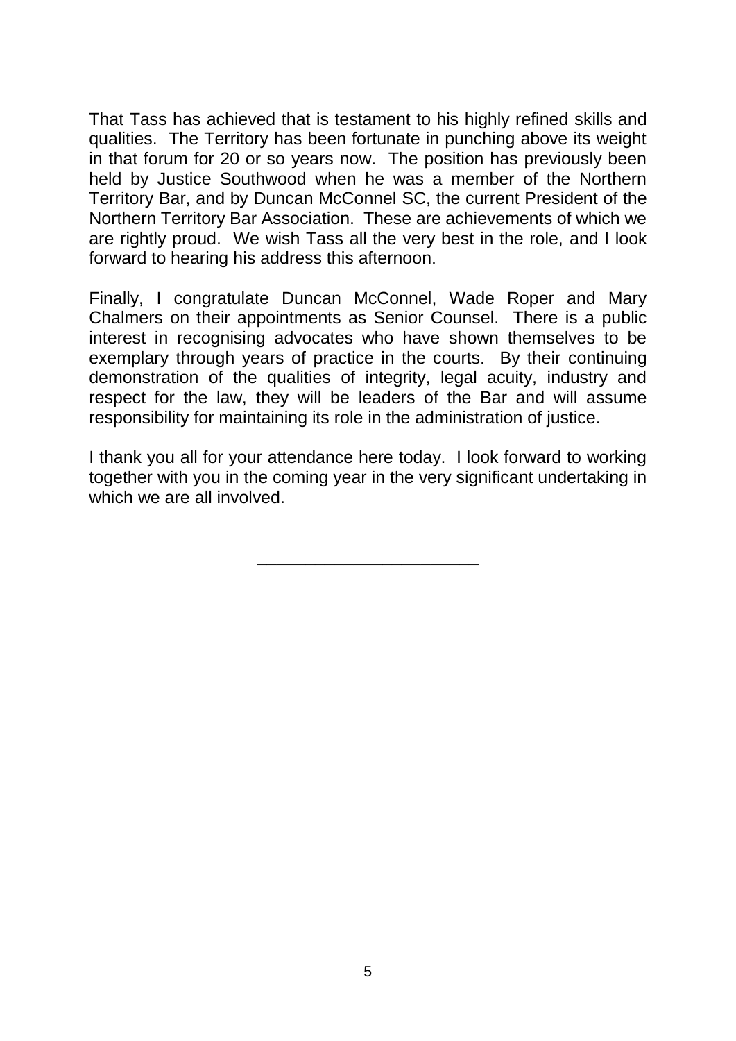That Tass has achieved that is testament to his highly refined skills and qualities. The Territory has been fortunate in punching above its weight in that forum for 20 or so years now. The position has previously been held by Justice Southwood when he was a member of the Northern Territory Bar, and by Duncan McConnel SC, the current President of the Northern Territory Bar Association. These are achievements of which we are rightly proud. We wish Tass all the very best in the role, and I look forward to hearing his address this afternoon.

Finally, I congratulate Duncan McConnel, Wade Roper and Mary Chalmers on their appointments as Senior Counsel. There is a public interest in recognising advocates who have shown themselves to be exemplary through years of practice in the courts. By their continuing demonstration of the qualities of integrity, legal acuity, industry and respect for the law, they will be leaders of the Bar and will assume responsibility for maintaining its role in the administration of justice.

I thank you all for your attendance here today. I look forward to working together with you in the coming year in the very significant undertaking in which we are all involved.

---